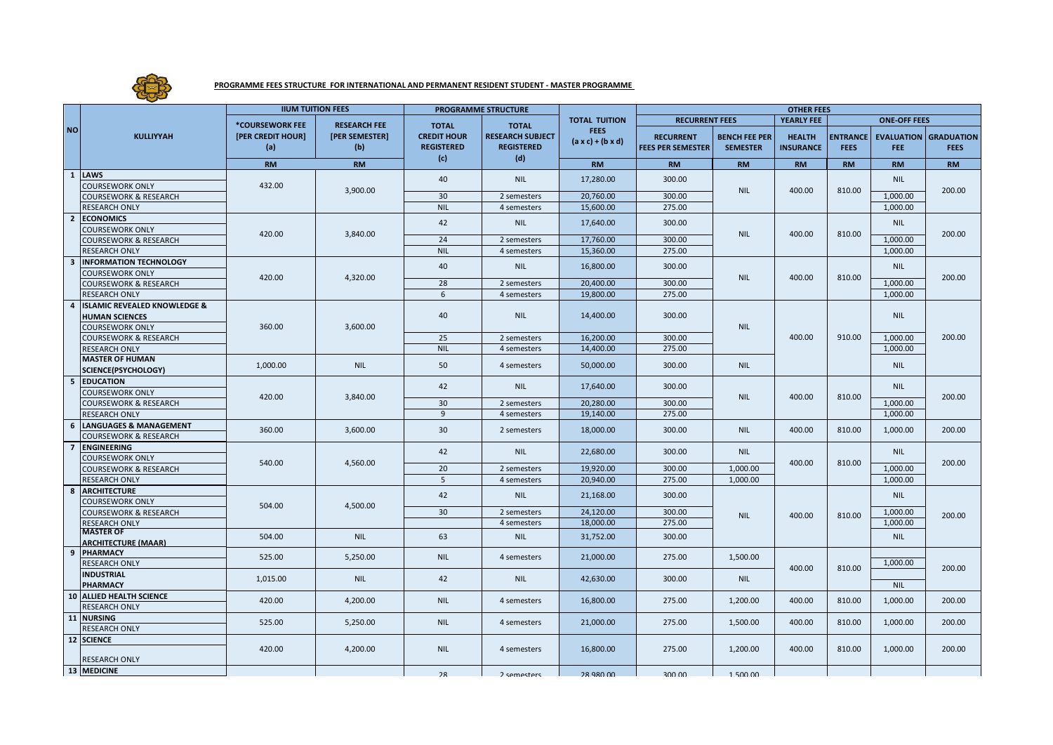**PROGRAMME FEES STRUCTURE FOR INTERNATIONAL AND PERMANENT RESIDENT STUDENT - MASTER PROGRAMME**

| NO | KULLIYYAH | IIUM TUITION FEES | | PROGRAMME STRUCTURE | | TOTAL TUITION FEES (a x c) + (b x d) | OTHER FEES | | | | | |
|---|---|---|---|---|---|---|---|---|---|---|---|---|
| | | *COURSEWORK FEE [PER CREDIT HOUR] (a) | RESEARCH FEE [PER SEMESTER] (b) | TOTAL CREDIT HOUR REGISTERED (c) | TOTAL RESEARCH SUBJECT REGISTERED (d) | | RECURRENT FEES | | YEARLY FEE | ONE-OFF FEES | | |
| | | | | | | | RECURRENT FEES PER SEMESTER | BENCH FEE PER SEMESTER | HEALTH INSURANCE | ENTRANCE FEES | EVALUATION FEE | GRADUATION FEES |
| | | RM | RM | | | RM | RM | RM | RM | RM | RM | RM |
| 1 | LAWS | | | | | | | | | | | |
| | COURSEWORK ONLY | 432.00 | 3,900.00 | 40 | NIL | 17,280.00 | 300.00 | NIL | 400.00 | 810.00 | NIL | 200.00 |
| | COURSEWORK & RESEARCH | | | 30 | 2 semesters | 20,760.00 | 300.00 | | | | 1,000.00 | |
| | RESEARCH ONLY | | | NIL | 4 semesters | 15,600.00 | 275.00 | | | | 1,000.00 | |
| 2 | ECONOMICS | | | | | | | | | | | |
| | COURSEWORK ONLY | 420.00 | 3,840.00 | 42 | NIL | 17,640.00 | 300.00 | NIL | 400.00 | 810.00 | NIL | 200.00 |
| | COURSEWORK & RESEARCH | | | 24 | 2 semesters | 17,760.00 | 300.00 | | | | 1,000.00 | |
| | RESEARCH ONLY | | | NIL | 4 semesters | 15,360.00 | 275.00 | | | | 1,000.00 | |
| 3 | INFORMATION TECHNOLOGY | | | | | | | | | | | |
| | COURSEWORK ONLY | 420.00 | 4,320.00 | 40 | NIL | 16,800.00 | 300.00 | NIL | 400.00 | 810.00 | NIL | 200.00 |
| | COURSEWORK & RESEARCH | | | 28 | 2 semesters | 20,400.00 | 300.00 | | | | 1,000.00 | |
| | RESEARCH ONLY | | | 6 | 4 semesters | 19,800.00 | 275.00 | | | | 1,000.00 | |
| 4 | ISLAMIC REVEALED KNOWLEDGE & HUMAN SCIENCES | | | | | | | | | | | |
| | COURSEWORK ONLY | 360.00 | 3,600.00 | 40 | NIL | 14,400.00 | 300.00 | NIL | 400.00 | 910.00 | NIL | 200.00 |
| | COURSEWORK & RESEARCH | | | 25 | 2 semesters | 16,200.00 | 300.00 | | | | 1,000.00 | |
| | RESEARCH ONLY | | | NIL | 4 semesters | 14,400.00 | 275.00 | | | | 1,000.00 | |
| | MASTER OF HUMAN SCIENCE(PSYCHOLOGY) | 1,000.00 | NIL | 50 | 4 semesters | 50,000.00 | 300.00 | NIL | | | NIL | |
| 5 | EDUCATION | | | | | | | | | | | |
| | COURSEWORK ONLY | 420.00 | 3,840.00 | 42 | NIL | 17,640.00 | 300.00 | NIL | 400.00 | 810.00 | NIL | 200.00 |
| | COURSEWORK & RESEARCH | | | 30 | 2 semesters | 20,280.00 | 300.00 | | | | 1,000.00 | |
| | RESEARCH ONLY | | | 9 | 4 semesters | 19,140.00 | 275.00 | | | | 1,000.00 | |
| 6 | LANGUAGES & MANAGEMENT | | | | | | | | | | | |
| | COURSEWORK & RESEARCH | 360.00 | 3,600.00 | 30 | 2 semesters | 18,000.00 | 300.00 | NIL | 400.00 | 810.00 | 1,000.00 | 200.00 |
| 7 | ENGINEERING | | | | | | | | | | | |
| | COURSEWORK ONLY | 540.00 | 4,560.00 | 42 | NIL | 22,680.00 | 300.00 | NIL | 400.00 | 810.00 | NIL | 200.00 |
| | COURSEWORK & RESEARCH | | | 20 | 2 semesters | 19,920.00 | 300.00 | 1,000.00 | | | 1,000.00 | |
| | RESEARCH ONLY | | | 5 | 4 semesters | 20,940.00 | 275.00 | 1,000.00 | | | 1,000.00 | |
| 8 | ARCHITECTURE | | | | | | | | | | | |
| | COURSEWORK ONLY | 504.00 | 4,500.00 | 42 | NIL | 21,168.00 | 300.00 | NIL | 400.00 | 810.00 | NIL | 200.00 |
| | COURSEWORK & RESEARCH | | | 30 | 2 semesters | 24,120.00 | 300.00 | | | | 1,000.00 | |
| | RESEARCH ONLY | | | | 4 semesters | 18,000.00 | 275.00 | | | | 1,000.00 | |
| | MASTER OF ARCHITECTURE (MAAR) | 504.00 | NIL | 63 | NIL | 31,752.00 | 300.00 | | | | NIL | |
| 9 | PHARMACY | | | | | | | | | | | |
| | RESEARCH ONLY | 525.00 | 5,250.00 | NIL | 4 semesters | 21,000.00 | 275.00 | 1,500.00 | 400.00 | 810.00 | 1,000.00 | 200.00 |
| | INDUSTRIAL PHARMACY | 1,015.00 | NIL | 42 | NIL | 42,630.00 | 300.00 | NIL | | | NIL | |
| 10 | ALLIED HEALTH SCIENCE | | | | | | | | | | | |
| | RESEARCH ONLY | 420.00 | 4,200.00 | NIL | 4 semesters | 16,800.00 | 275.00 | 1,200.00 | 400.00 | 810.00 | 1,000.00 | 200.00 |
| 11 | NURSING | | | | | | | | | | | |
| | RESEARCH ONLY | 525.00 | 5,250.00 | NIL | 4 semesters | 21,000.00 | 275.00 | 1,500.00 | 400.00 | 810.00 | 1,000.00 | 200.00 |
| 12 | SCIENCE | | | | | | | | | | | |
| | RESEARCH ONLY | 420.00 | 4,200.00 | NIL | 4 semesters | 16,800.00 | 275.00 | 1,200.00 | 400.00 | 810.00 | 1,000.00 | 200.00 |
| 13 | MEDICINE | | | 28 | 2 semesters | 28,980.00 | 300.00 | 1,500.00 | | | | |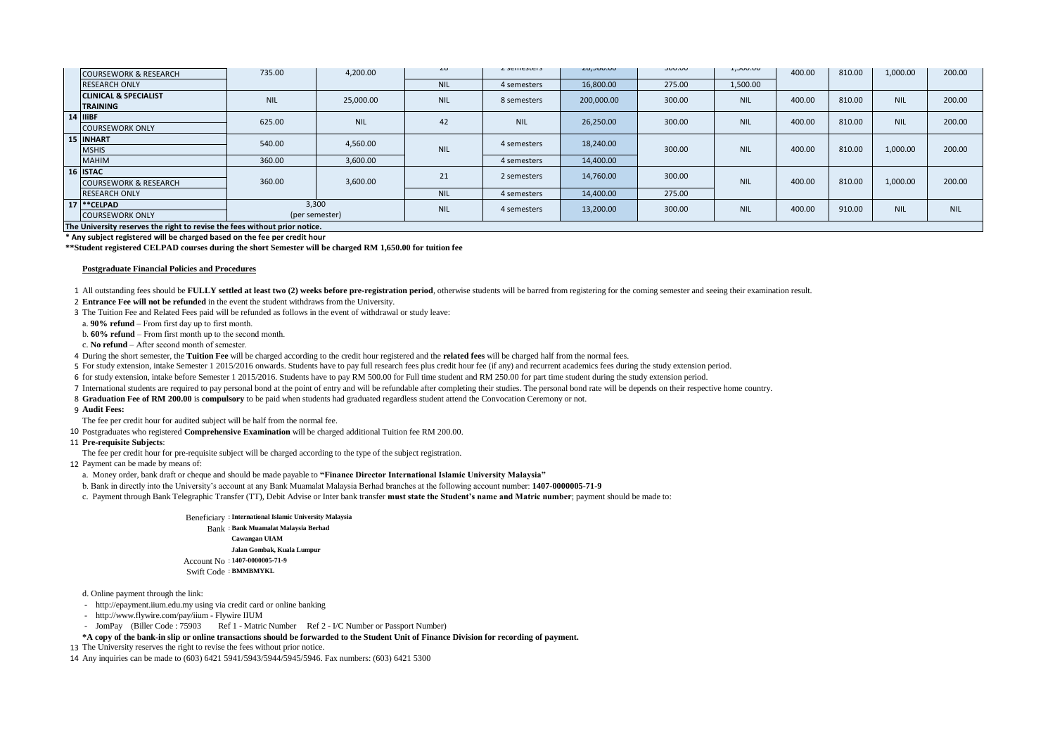| | | | | | | | | | | | | |
|---|---|---|---|---|---|---|---|---|---|---|---|---|
| | COURSEWORK & RESEARCH | 735.00 | 4,200.00 | 28 | 2 semesters | 28,980.00 | 300.00 | 1,500.00 | 400.00 | 810.00 | 1,000.00 | 200.00 |
| | RESEARCH ONLY | | | NIL | 4 semesters | 16,800.00 | 275.00 | 1,500.00 | | | | |
| | **CLINICAL & SPECIALIST TRAINING** | NIL | 25,000.00 | NIL | 8 semesters | 200,000.00 | 300.00 | NIL | 400.00 | 810.00 | NIL | 200.00 |
| 14 | **IIiBF** | | | | | | | | | | | |
| | COURSEWORK ONLY | 625.00 | NIL | 42 | NIL | 26,250.00 | 300.00 | NIL | 400.00 | 810.00 | NIL | 200.00 |
| 15 | **INHART** | | | | | | | | | | | |
| | MSHIS | 540.00 | 4,560.00 | NIL | 4 semesters | 18,240.00 | 300.00 | NIL | 400.00 | 810.00 | 1,000.00 | 200.00 |
| | MAHIM | 360.00 | 3,600.00 | | 4 semesters | 14,400.00 | | | | | | |
| 16 | **ISTAC** | | | | | | | | | | | |
| | COURSEWORK & RESEARCH | 360.00 | 3,600.00 | 21 | 2 semesters | 14,760.00 | 300.00 | NIL | 400.00 | 810.00 | 1,000.00 | 200.00 |
| | RESEARCH ONLY | | | NIL | 4 semesters | 14,400.00 | 275.00 | | | | | |
| 17 | **\*\*CELPAD** | | | | | | | | | | | |
| | COURSEWORK ONLY | 3,300 (per semester) | | NIL | 4 semesters | 13,200.00 | 300.00 | NIL | 400.00 | 910.00 | NIL | NIL |

**The University reserves the right to revise the fees without prior notice.**

**\* Any subject registered will be charged based on the fee per credit hour**

**\*\*Student registered CELPAD courses during the short Semester will be charged RM 1,650.00 for tuition fee**

## Postgraduate Financial Policies and Procedures

1. All outstanding fees should be **FULLY settled at least two (2) weeks before pre-registration period**, otherwise students will be barred from registering for the coming semester and seeing their examination result.
2. **Entrance Fee will not be refunded** in the event the student withdraws from the University.
3. The Tuition Fee and Related Fees paid will be refunded as follows in the event of withdrawal or study leave:
   a. **90% refund** – From first day up to first month.
   b. **60% refund** – From first month up to the second month.
   c. **No refund** – After second month of semester.
4. During the short semester, the **Tuition Fee** will be charged according to the credit hour registered and the **related fees** will be charged half from the normal fees.
5. For study extension, intake Semester 1 2015/2016 onwards. Students have to pay full research fees plus credit hour fee (if any) and recurrent academics fees during the study extension period.
6. for study extension, intake before Semester 1 2015/2016. Students have to pay RM 500.00 for Full time student and RM 250.00 for part time student during the study extension period.
7. International students are required to pay personal bond at the point of entry and will be refundable after completing their studies. The personal bond rate will be depends on their respective home country.
8. **Graduation Fee of RM 200.00** is **compulsory** to be paid when students had graduated regardless student attend the Convocation Ceremony or not.
9. **Audit Fees:**
   The fee per credit hour for audited subject will be half from the normal fee.
10. Postgraduates who registered **Comprehensive Examination** will be charged additional Tuition fee RM 200.00.
11. **Pre-requisite Subjects**:
    The fee per credit hour for pre-requisite subject will be charged according to the type of the subject registration.
12. Payment can be made by means of:
    a. Money order, bank draft or cheque and should be made payable to **"Finance Director International Islamic University Malaysia"**
    b. Bank in directly into the University's account at any Bank Muamalat Malaysia Berhad branches at the following account number: **1407-0000005-71-9**
    c. Payment through Bank Telegraphic Transfer (TT), Debit Advise or Inter bank transfer **must state the Student's name and Matric number**; payment should be made to:

    Beneficiary : **International Islamic University Malaysia**
    Bank : **Bank Muamalat Malaysia Berhad**
    **Cawangan UIAM**
    **Jalan Gombak, Kuala Lumpur**
    Account No : **1407-0000005-71-9**
    Swift Code : **BMMBMYKL**

    d. Online payment through the link:
    - http://epayment.iium.edu.my using via credit card or online banking
    - http://www.flywire.com/pay/iium - Flywire IIUM
    - JomPay (Biller Code : 75903 Ref 1 - Matric Number Ref 2 - I/C Number or Passport Number)

    **\*A copy of the bank-in slip or online transactions should be forwarded to the Student Unit of Finance Division for recording of payment.**
13. The University reserves the right to revise the fees without prior notice.
14. Any inquiries can be made to (603) 6421 5941/5943/5944/5945/5946. Fax numbers: (603) 6421 5300